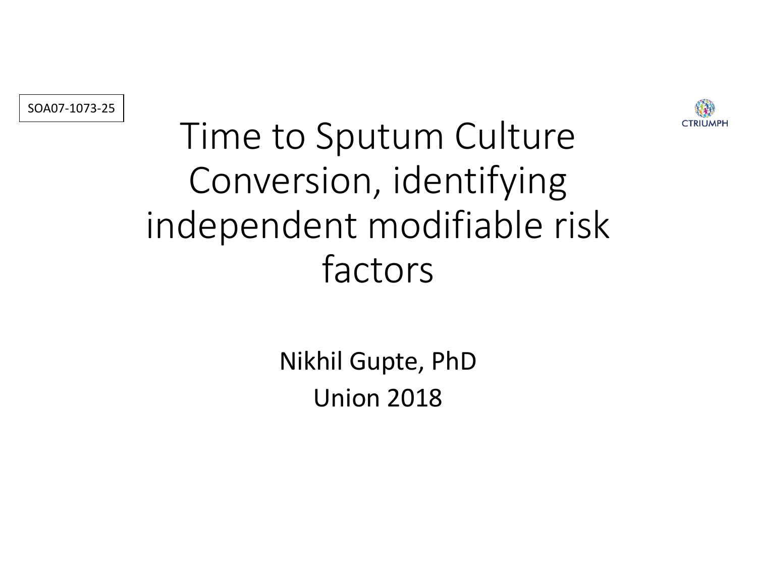SOA07-1073-25

CTRIUMPH

# Time to Sputum Culture Conversion, identifying independent modifiable risk factors

Nikhil Gupte, PhD

Union 2018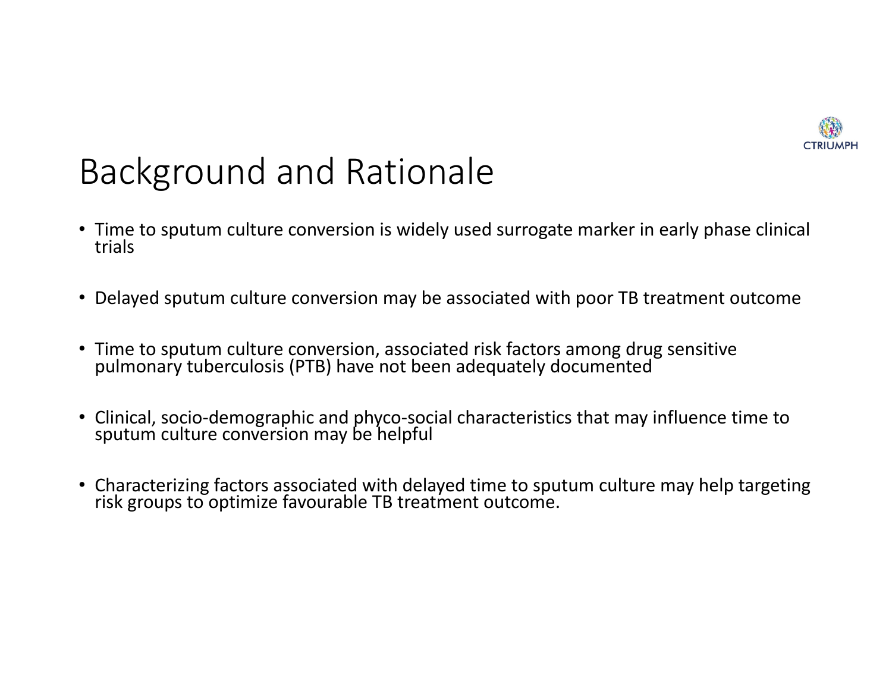# Background and Rationale

- Time to sputum culture conversion is widely used surrogate marker in early phase clinical trials
- Delayed sputum culture conversion may be associated with poor TB treatment outcome
- Time to sputum culture conversion, associated risk factors among drug sensitive pulmonary tuberculosis (PTB) have not been adequately documented
- Clinical, socio-demographic and phyco-social characteristics that may influence time to sputum culture conversion may be helpful
- Characterizing factors associated with delayed time to sputum culture may help targeting risk groups to optimize favourable TB treatment outcome.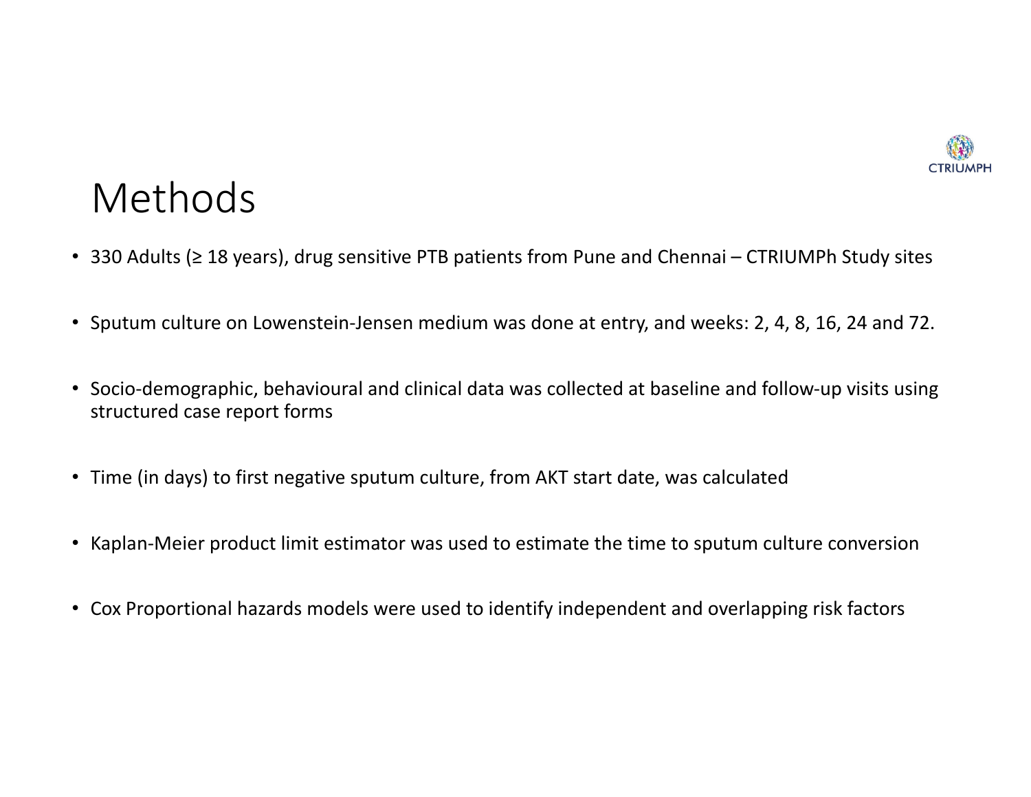# Methods

- 330 Adults (≥ 18 years), drug sensitive PTB patients from Pune and Chennai – CTRIUMPh Study sites
- Sputum culture on Lowenstein-Jensen medium was done at entry, and weeks: 2, 4, 8, 16, 24 and 72.
- Socio-demographic, behavioural and clinical data was collected at baseline and follow-up visits using structured case report forms
- Time (in days) to first negative sputum culture, from AKT start date, was calculated
- Kaplan-Meier product limit estimator was used to estimate the time to sputum culture conversion
- Cox Proportional hazards models were used to identify independent and overlapping risk factors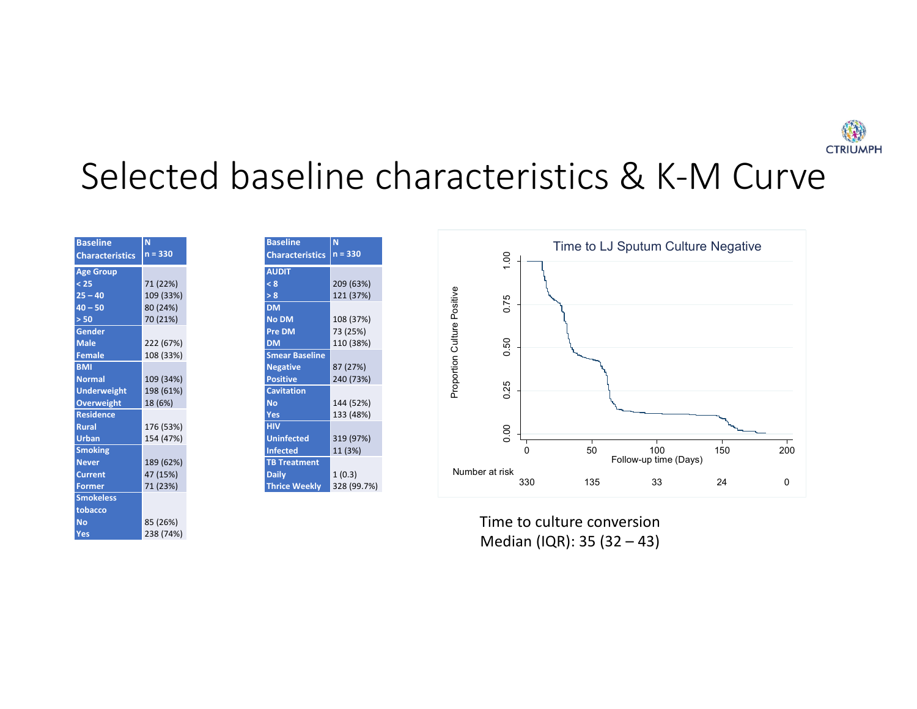# Selected baseline characteristics & K-M Curve

| Baseline Characteristics | N n = 330 |
|---|---|
| **Age Group** | |
| < 25 | 71 (22%) |
| 25 – 40 | 109 (33%) |
| 40 – 50 | 80 (24%) |
| > 50 | 70 (21%) |
| **Gender** | |
| Male | 222 (67%) |
| Female | 108 (33%) |
| **BMI** | |
| Normal | 109 (34%) |
| Underweight | 198 (61%) |
| Overweight | 18 (6%) |
| **Residence** | |
| Rural | 176 (53%) |
| Urban | 154 (47%) |
| **Smoking** | |
| Never | 189 (62%) |
| Current | 47 (15%) |
| Former | 71 (23%) |
| **Smokeless tobacco** | |
| No | 85 (26%) |
| Yes | 238 (74%) |

| Baseline Characteristics | N n = 330 |
|---|---|
| **AUDIT** | |
| < 8 | 209 (63%) |
| > 8 | 121 (37%) |
| **DM** | |
| No DM | 108 (37%) |
| Pre DM | 73 (25%) |
| DM | 110 (38%) |
| **Smear Baseline** | |
| Negative | 87 (27%) |
| Positive | 240 (73%) |
| **Cavitation** | |
| No | 144 (52%) |
| Yes | 133 (48%) |
| **HIV** | |
| Uninfected | 319 (97%) |
| Infected | 11 (3%) |
| **TB Treatment** | |
| Daily | 1 (0.3) |
| Thrice Weekly | 328 (99.7%) |

**Time to LJ Sputum Culture Negative**

| Follow-up time (Days) | 0 | 50 | 100 | 150 | 200 |
|---|---|---|---|---|---|
| Number at risk | 330 | 135 | 33 | 24 | 0 |

Time to culture conversion
Median (IQR): 35 (32 – 43)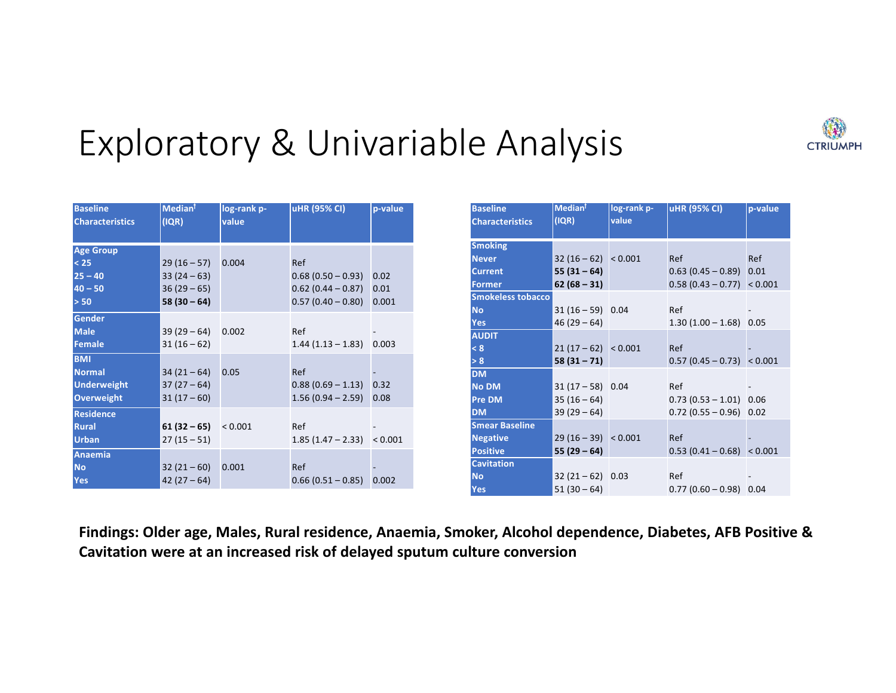# Exploratory & Univariable Analysis

| Baseline Characteristics | Median† (IQR) | log-rank p-value | uHR (95% CI) | p-value |
|---|---|---|---|---|
| **Age Group** | | | | |
| < 25 | 29 (16 – 57) | 0.004 | Ref | |
| 25 – 40 | 33 (24 – 63) | | 0.68 (0.50 – 0.93) | 0.02 |
| 40 – 50 | 36 (29 – 65) | | 0.62 (0.44 – 0.87) | 0.01 |
| > 50 | **58 (30 – 64)** | | 0.57 (0.40 – 0.80) | 0.001 |
| **Gender** | | | | |
| Male | 39 (29 – 64) | 0.002 | Ref | - |
| Female | 31 (16 – 62) | | 1.44 (1.13 – 1.83) | 0.003 |
| **BMI** | | | | |
| Normal | 34 (21 – 64) | 0.05 | Ref | - |
| Underweight | 37 (27 – 64) | | 0.88 (0.69 – 1.13) | 0.32 |
| Overweight | 31 (17 – 60) | | 1.56 (0.94 – 2.59) | 0.08 |
| **Residence** | | | | |
| Rural | **61 (32 – 65)** | < 0.001 | Ref | - |
| Urban | 27 (15 – 51) | | 1.85 (1.47 – 2.33) | < 0.001 |
| **Anaemia** | | | | |
| No | 32 (21 – 60) | 0.001 | Ref | - |
| Yes | 42 (27 – 64) | | 0.66 (0.51 – 0.85) | 0.002 |

| Baseline Characteristics | Median† (IQR) | log-rank p-value | uHR (95% CI) | p-value |
|---|---|---|---|---|
| **Smoking** | | | | |
| Never | 32 (16 – 62) | < 0.001 | Ref | Ref |
| Current | **55 (31 – 64)** | | 0.63 (0.45 – 0.89) | 0.01 |
| Former | **62 (68 – 31)** | | 0.58 (0.43 – 0.77) | < 0.001 |
| **Smokeless tobacco** | | | | |
| No | 31 (16 – 59) | 0.04 | Ref | - |
| Yes | 46 (29 – 64) | | 1.30 (1.00 – 1.68) | 0.05 |
| **AUDIT** | | | | |
| < 8 | 21 (17 – 62) | < 0.001 | Ref | - |
| > 8 | **58 (31 – 71)** | | 0.57 (0.45 – 0.73) | < 0.001 |
| **DM** | | | | |
| No DM | 31 (17 – 58) | 0.04 | Ref | - |
| Pre DM | 35 (16 – 64) | | 0.73 (0.53 – 1.01) | 0.06 |
| DM | 39 (29 – 64) | | 0.72 (0.55 – 0.96) | 0.02 |
| **Smear Baseline** | | | | |
| Negative | 29 (16 – 39) | < 0.001 | Ref | - |
| Positive | **55 (29 – 64)** | | 0.53 (0.41 – 0.68) | < 0.001 |
| **Cavitation** | | | | |
| No | 32 (21 – 62) | 0.03 | Ref | - |
| Yes | 51 (30 – 64) | | 0.77 (0.60 – 0.98) | 0.04 |

**Findings: Older age, Males, Rural residence, Anaemia, Smoker, Alcohol dependence, Diabetes, AFB Positive & Cavitation were at an increased risk of delayed sputum culture conversion**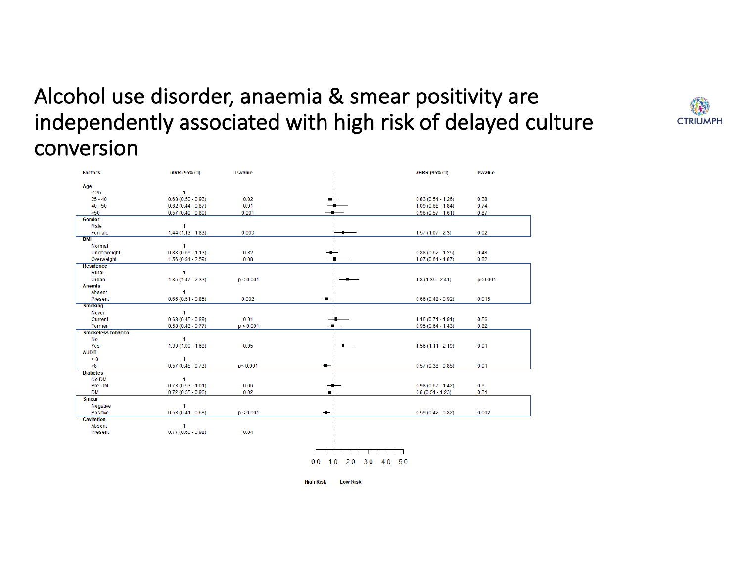# Alcohol use disorder, anaemia & smear positivity are independently associated with high risk of delayed culture conversion

CTRIUMPH

| Factors | uIRR (95% CI) | P-value | aHRR (95% CI) | P-value |
|---|---|---|---|---|
| **Age** | | | | |
| < 25 | 1 | | | |
| 25 - 40 | 0.68 (0.50 - 0.93) | 0.02 | 0.83 (0.54 - 1.26) | 0.38 |
| 40 - 50 | 0.62 (0.44 - 0.87) | 0.01 | 1.09 (0.65 - 1.84) | 0.74 |
| >50 | 0.57 (0.40 - 0.80) | 0.001 | 0.96 (0.57 - 1.61) | 0.87 |
| **Gender** | | | | |
| Male | 1 | | | |
| Female | 1.44 (1.13 - 1.83) | 0.003 | 1.57 (1.07 - 2.3) | 0.02 |
| **BMI** | | | | |
| Normal | 1 | | | |
| Underweight | 0.88 (0.69 - 1.13) | 0.32 | 0.88 (0.62 - 1.25) | 0.48 |
| Overweight | 1.56 (0.94 - 2.59) | 0.08 | 1.07 (0.61 - 1.87) | 0.82 |
| **Residence** | | | | |
| Rural | 1 | | | |
| Urban | 1.85 (1.47 - 2.33) | p < 0.001 | 1.8 (1.35 - 2.41) | p<0.001 |
| **Anemia** | | | | |
| Absent | 1 | | | |
| Present | 0.66 (0.51 - 0.85) | 0.002 | 0.66 (0.48 - 0.92) | 0.015 |
| **Smoking** | | | | |
| Never | 1 | | | |
| Current | 0.63 (0.45 - 0.89) | 0.01 | 1.16 (0.71 - 1.91) | 0.56 |
| Former | 0.58 (0.43 - 0.77) | p < 0.001 | 0.95 (0.64 - 1.43) | 0.82 |
| **Smokeless tobacco** | | | | |
| No | 1 | | | |
| Yes | 1.30 (1.00 - 1.69) | 0.05 | 1.56 (1.11 - 2.19) | 0.01 |
| **AUDIT** | | | | |
| < 8 | 1 | | | |
| >8 | 0.57 (0.45 - 0.73) | p< 0.001 | 0.57 (0.38 - 0.85) | 0.01 |
| **Diabetes** | | | | |
| No DM | 1 | | | |
| Pre-DM | 0.73 (0.53 - 1.01) | 0.06 | 0.98 (0.67 - 1.42) | 0.9 |
| DM | 0.72 (0.55 - 0.96) | 0.02 | 0.8 (0.51 - 1.23) | 0.31 |
| **Smear** | | | | |
| Negative | 1 | | | |
| Positive | 0.53 (0.41 - 0.68) | p < 0.001 | 0.59 (0.42 - 0.82) | 0.002 |
| **Cavitation** | | | | |
| Absent | 1 | | | |
| Present | 0.77 (0.60 - 0.98) | 0.04 | | |

0.0 1.0 2.0 3.0 4.0 5.0

High Risk — Low Risk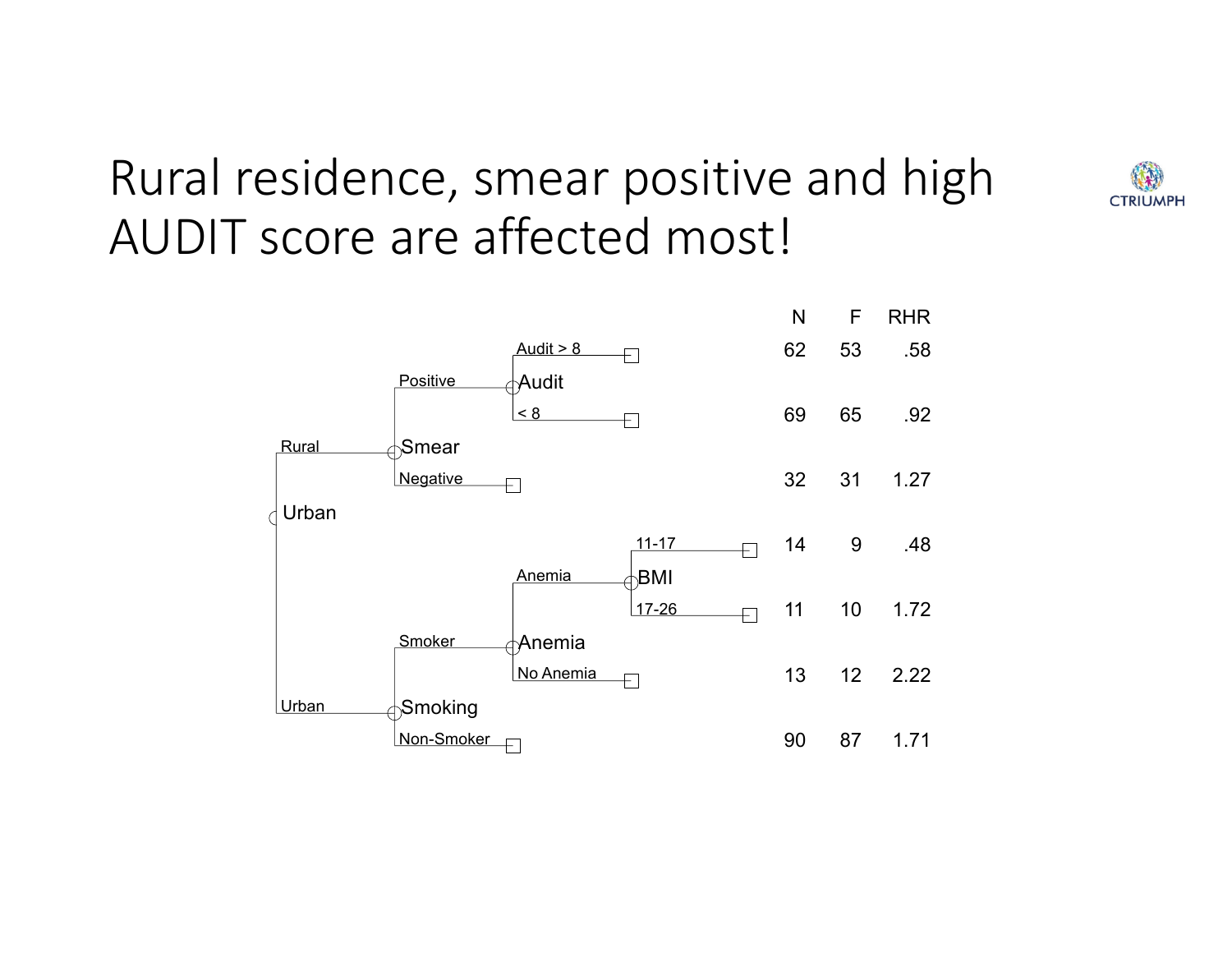# Rural residence, smear positive and high AUDIT score are affected most!

CTRIUMPH

| Urban | Branch | Split | Subgroup | N | F | RHR |
|---|---|---|---|---|---|---|
| Rural | Smear: Positive | Audit | Audit > 8 | 62 | 53 | .58 |
| Rural | Smear: Positive | Audit | < 8 | 69 | 65 | .92 |
| Rural | Smear: Negative | | | 32 | 31 | 1.27 |
| Urban | Smoking: Smoker | Anemia: Anemia → BMI | 11-17 | 14 | 9 | .48 |
| Urban | Smoking: Smoker | Anemia: Anemia → BMI | 17-26 | 11 | 10 | 1.72 |
| Urban | Smoking: Smoker | Anemia: No Anemia | | 13 | 12 | 2.22 |
| Urban | Smoking: Non-Smoker | | | 90 | 87 | 1.71 |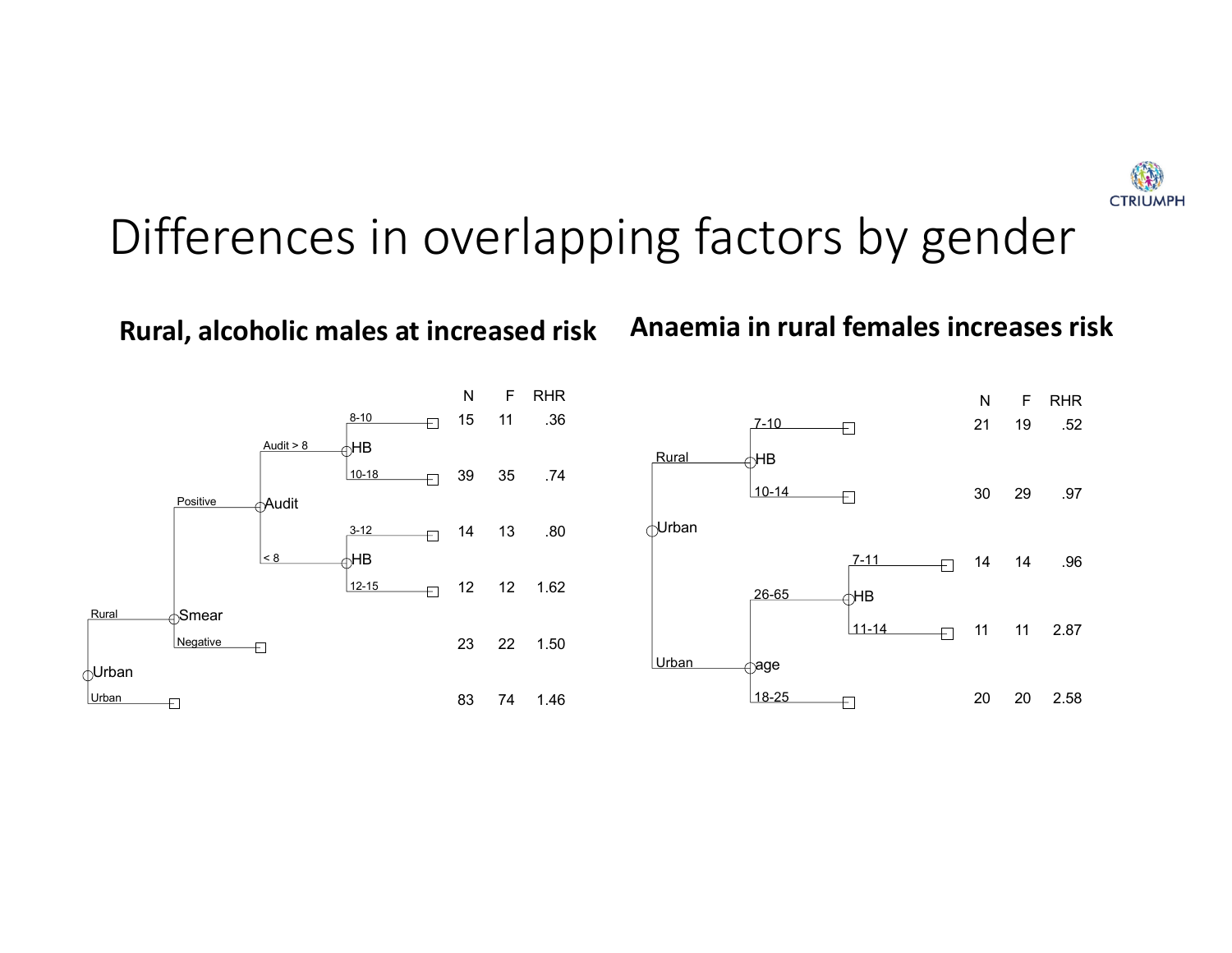# Differences in overlapping factors by gender

## Rural, alcoholic males at increased risk

| Split path | N | F | RHR |
|---|---|---|---|
| Rural → Smear Positive → Audit > 8 → HB 8-10 | 15 | 11 | .36 |
| Rural → Smear Positive → Audit > 8 → HB 10-18 | 39 | 35 | .74 |
| Rural → Smear Positive → Audit < 8 → HB 3-12 | 14 | 13 | .80 |
| Rural → Smear Positive → Audit < 8 → HB 12-15 | 12 | 12 | 1.62 |
| Rural → Smear Negative | 23 | 22 | 1.50 |
| Urban | 83 | 74 | 1.46 |

## Anaemia in rural females increases risk

| Split path | N | F | RHR |
|---|---|---|---|
| Rural → HB 7-10 | 21 | 19 | .52 |
| Rural → HB 10-14 | 30 | 29 | .97 |
| Urban → age 26-65 → HB 7-11 | 14 | 14 | .96 |
| Urban → age 26-65 → HB 11-14 | 11 | 11 | 2.87 |
| Urban → age 18-25 | 20 | 20 | 2.58 |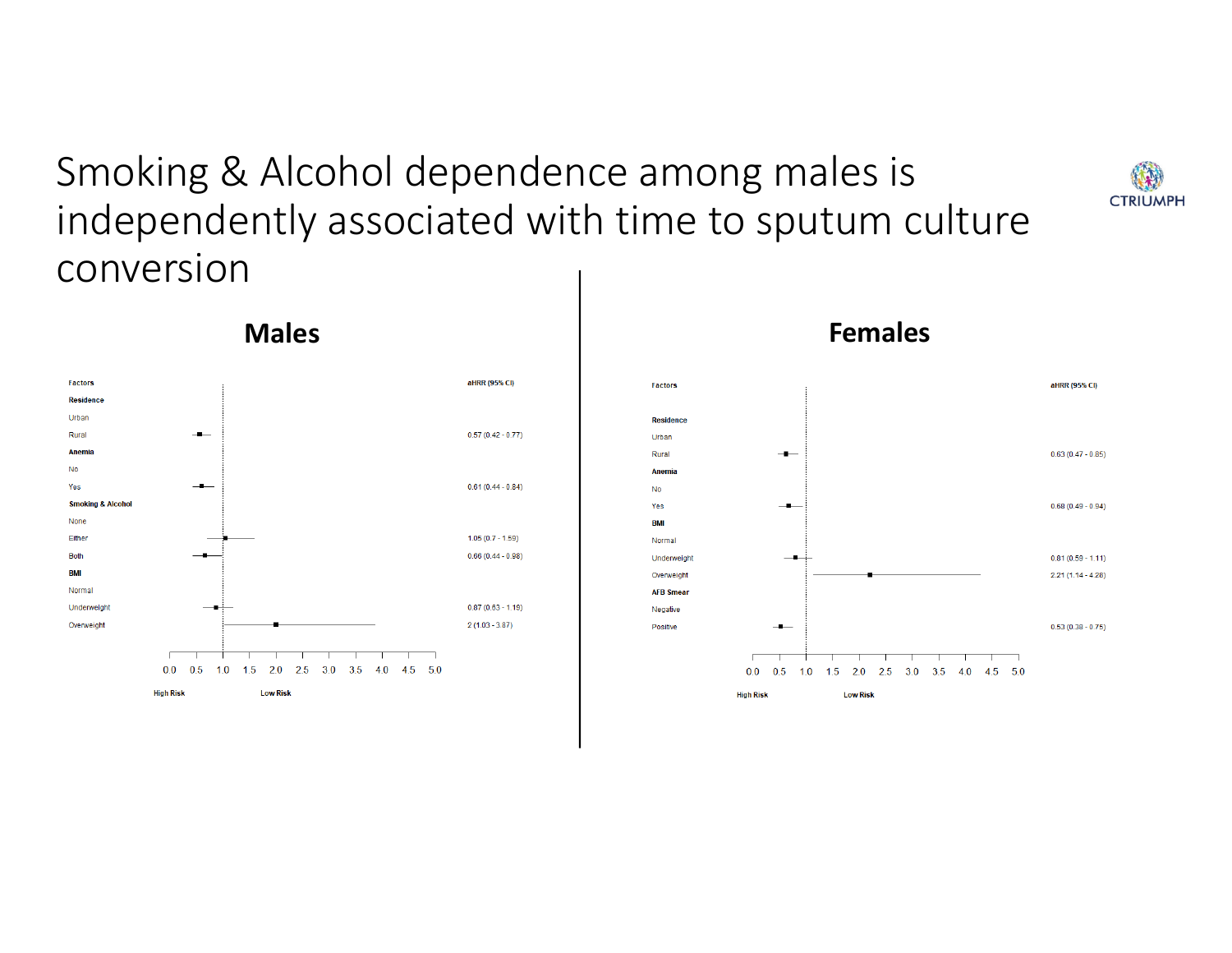# Smoking & Alcohol dependence among males is independently associated with time to sputum culture conversion

CTRIUMPH

## Males

| Factors | aHRR (95% CI) |
|---|---|
| **Residence** | |
| Urban | |
| Rural | 0.57 (0.42 - 0.77) |
| **Anemia** | |
| No | |
| Yes | 0.61 (0.44 - 0.84) |
| **Smoking & Alcohol** | |
| None | |
| Either | 1.05 (0.7 - 1.59) |
| Both | 0.66 (0.44 - 0.98) |
| **BMI** | |
| Normal | |
| Underweight | 0.87 (0.63 - 1.19) |
| Overweight | 2 (1.03 - 3.87) |

0.0 0.5 1.0 1.5 2.0 2.5 3.0 3.5 4.0 4.5 5.0

High Risk — Low Risk

## Females

| Factors | aHRR (95% CI) |
|---|---|
| **Residence** | |
| Urban | |
| Rural | 0.63 (0.47 - 0.85) |
| **Anemia** | |
| No | |
| Yes | 0.68 (0.49 - 0.94) |
| **BMI** | |
| Normal | |
| Underweight | 0.81 (0.59 - 1.11) |
| Overweight | 2.21 (1.14 - 4.28) |
| **AFB Smear** | |
| Negative | |
| Positive | 0.53 (0.38 - 0.75) |

0.0 0.5 1.0 1.5 2.0 2.5 3.0 3.5 4.0 4.5 5.0

High Risk — Low Risk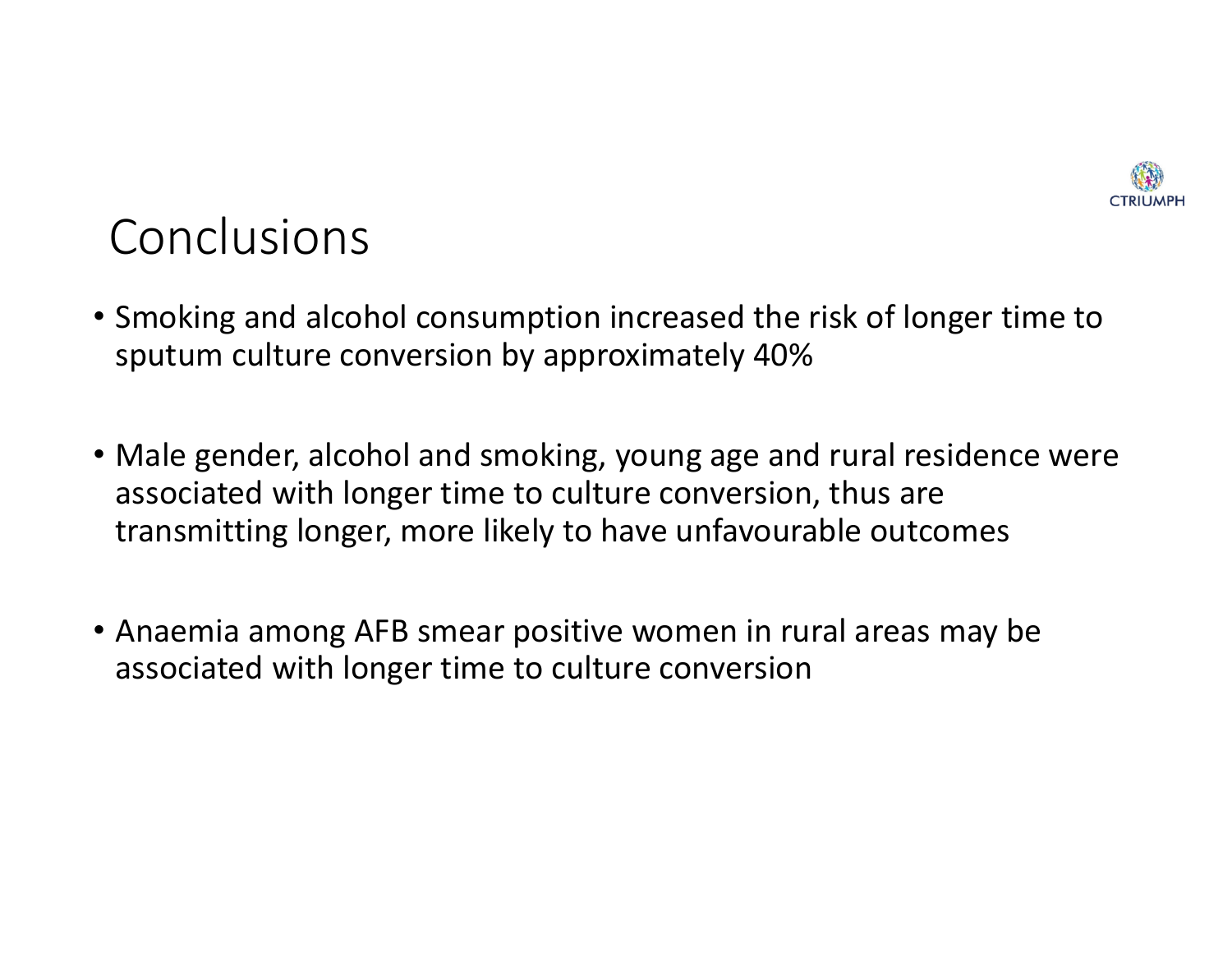# Conclusions

- Smoking and alcohol consumption increased the risk of longer time to sputum culture conversion by approximately 40%

- Male gender, alcohol and smoking, young age and rural residence were associated with longer time to culture conversion, thus are transmitting longer, more likely to have unfavourable outcomes

- Anaemia among AFB smear positive women in rural areas may be associated with longer time to culture conversion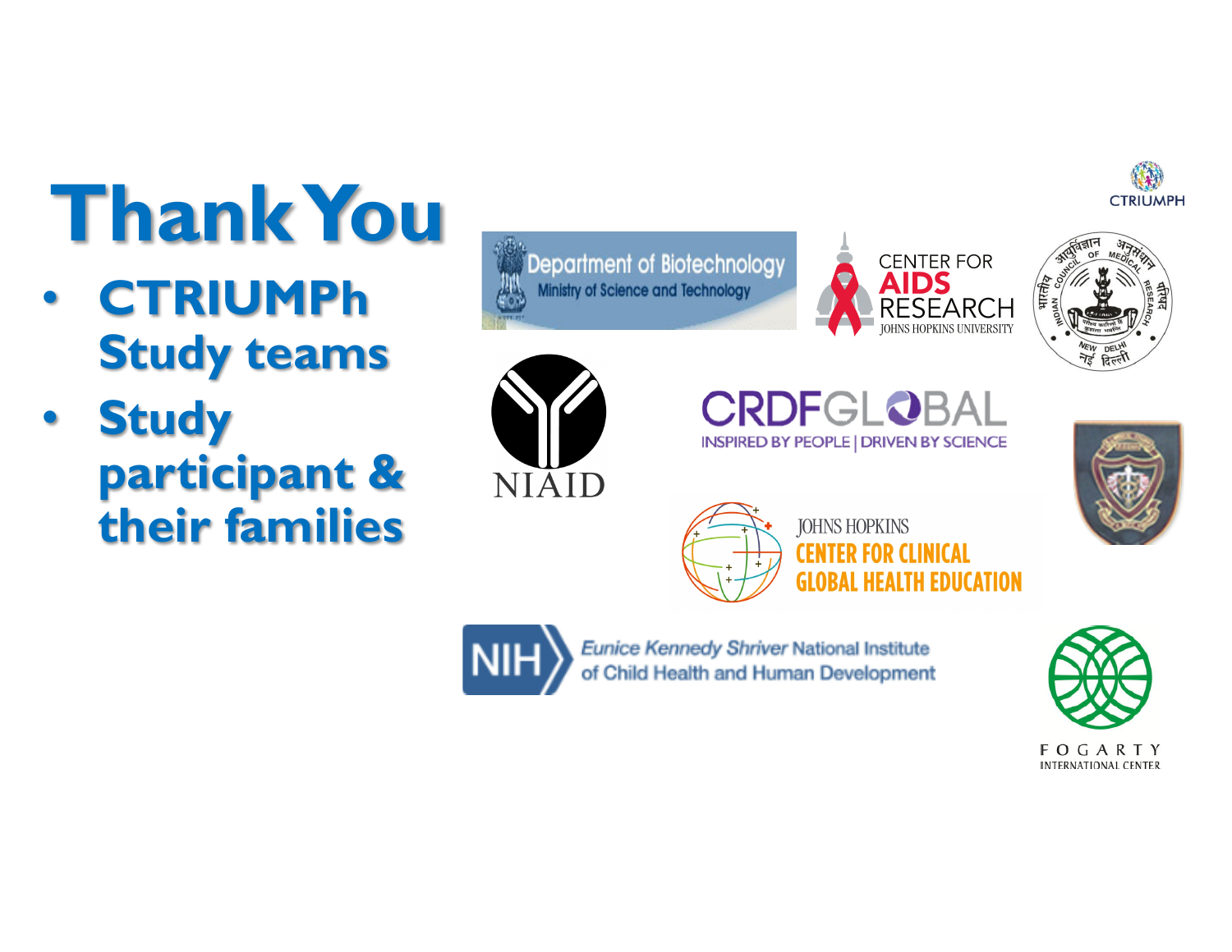# Thank You

- **CTRIUMPh Study teams**
- **Study participant & their families**

CTRIUMPH

Department of Biotechnology
Ministry of Science and Technology

CENTER FOR AIDS RESEARCH
JOHNS HOPKINS UNIVERSITY

NIAID

CRDFGLOBAL
INSPIRED BY PEOPLE | DRIVEN BY SCIENCE

JOHNS HOPKINS
CENTER FOR CLINICAL GLOBAL HEALTH EDUCATION

NIH Eunice Kennedy Shriver National Institute of Child Health and Human Development

FOGARTY
INTERNATIONAL CENTER